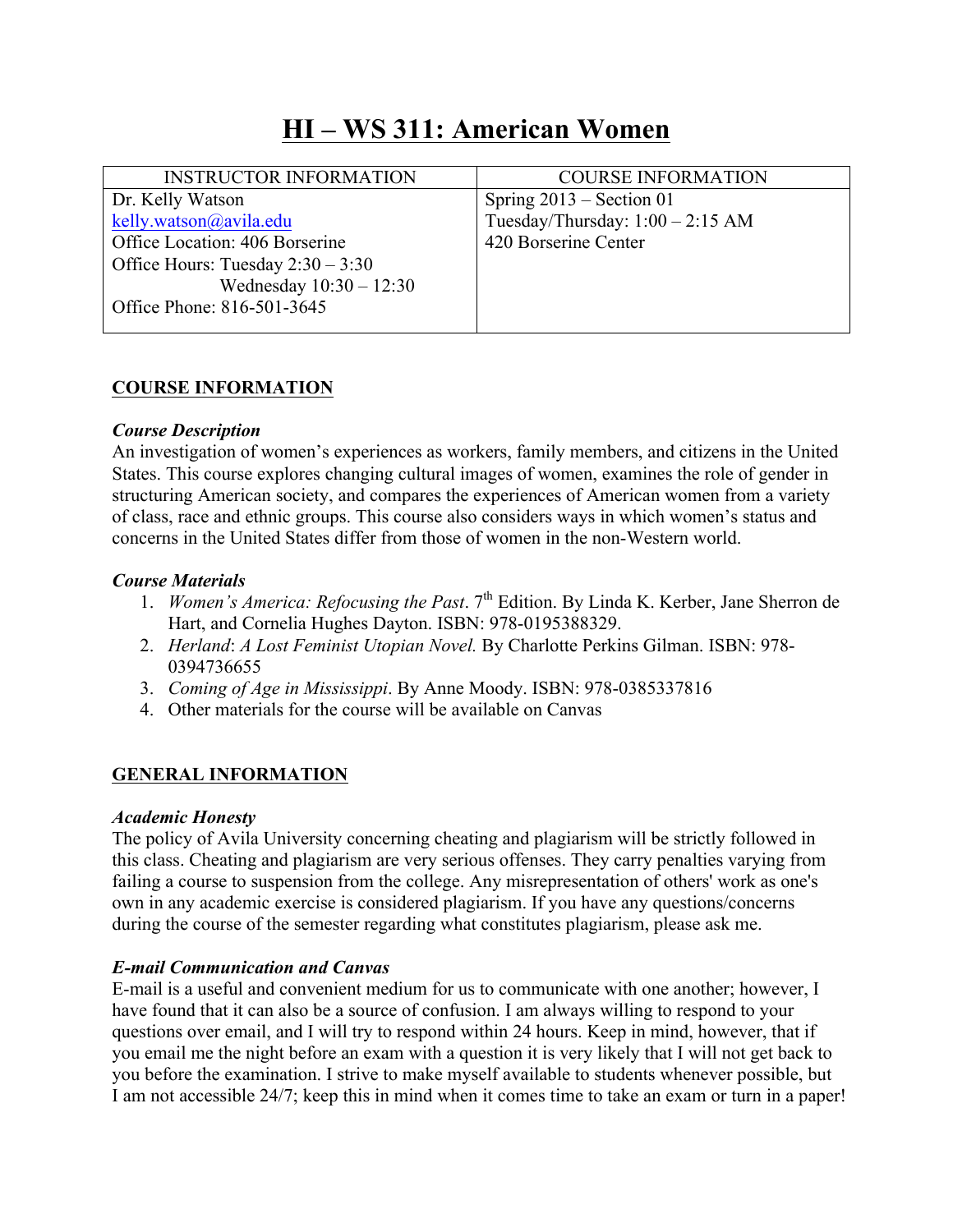# HI – WS 311: American Women

| INSTRUCTOR INFORMATION | COURSE INFORMATION |
| --- | --- |
| Dr. Kelly Watson<br>kelly.watson@avila.edu<br>Office Location: 406 Borserine<br>Office Hours: Tuesday 2:30 – 3:30<br>Wednesday 10:30 – 12:30<br>Office Phone: 816-501-3645 | Spring 2013 – Section 01<br>Tuesday/Thursday: 1:00 – 2:15 AM<br>420 Borserine Center |

## COURSE INFORMATION

### *Course Description*

An investigation of women's experiences as workers, family members, and citizens in the United States. This course explores changing cultural images of women, examines the role of gender in structuring American society, and compares the experiences of American women from a variety of class, race and ethnic groups. This course also considers ways in which women's status and concerns in the United States differ from those of women in the non-Western world.

### *Course Materials*

1. *Women's America: Refocusing the Past*. 7th Edition. By Linda K. Kerber, Jane Sherron de Hart, and Cornelia Hughes Dayton. ISBN: 978-0195388329.
2. *Herland*: *A Lost Feminist Utopian Novel.* By Charlotte Perkins Gilman. ISBN: 978-0394736655
3. *Coming of Age in Mississippi*. By Anne Moody. ISBN: 978-0385337816
4. Other materials for the course will be available on Canvas

## GENERAL INFORMATION

### *Academic Honesty*

The policy of Avila University concerning cheating and plagiarism will be strictly followed in this class. Cheating and plagiarism are very serious offenses. They carry penalties varying from failing a course to suspension from the college. Any misrepresentation of others' work as one's own in any academic exercise is considered plagiarism. If you have any questions/concerns during the course of the semester regarding what constitutes plagiarism, please ask me.

### *E-mail Communication and Canvas*

E-mail is a useful and convenient medium for us to communicate with one another; however, I have found that it can also be a source of confusion. I am always willing to respond to your questions over email, and I will try to respond within 24 hours. Keep in mind, however, that if you email me the night before an exam with a question it is very likely that I will not get back to you before the examination. I strive to make myself available to students whenever possible, but I am not accessible 24/7; keep this in mind when it comes time to take an exam or turn in a paper!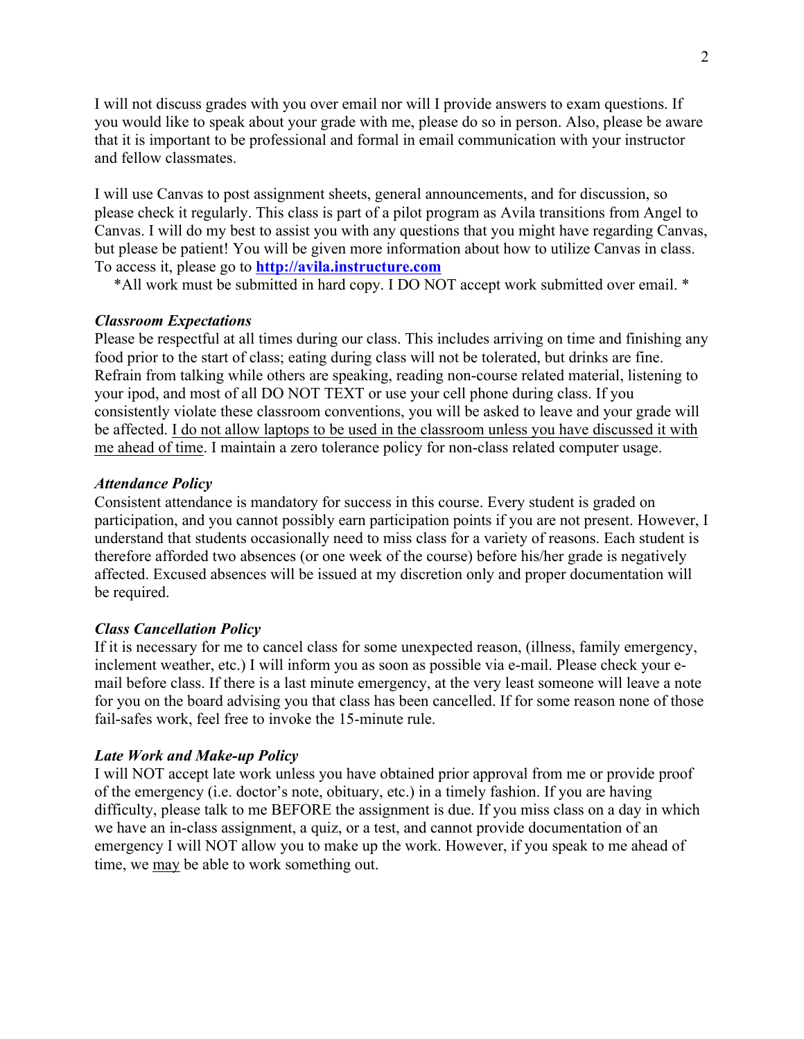I will not discuss grades with you over email nor will I provide answers to exam questions. If you would like to speak about your grade with me, please do so in person. Also, please be aware that it is important to be professional and formal in email communication with your instructor and fellow classmates.

I will use Canvas to post assignment sheets, general announcements, and for discussion, so please check it regularly. This class is part of a pilot program as Avila transitions from Angel to Canvas. I will do my best to assist you with any questions that you might have regarding Canvas, but please be patient! You will be given more information about how to utilize Canvas in class. To access it, please go to **[http://avila.instructure.com](http://avila.instructure.com)**

*All work must be submitted in hard copy. I DO NOT accept work submitted over email. *

### *Classroom Expectations*

Please be respectful at all times during our class. This includes arriving on time and finishing any food prior to the start of class; eating during class will not be tolerated, but drinks are fine. Refrain from talking while others are speaking, reading non-course related material, listening to your ipod, and most of all DO NOT TEXT or use your cell phone during class. If you consistently violate these classroom conventions, you will be asked to leave and your grade will be affected. <u>I do not allow laptops to be used in the classroom unless you have discussed it with me ahead of time</u>. I maintain a zero tolerance policy for non-class related computer usage.

### *Attendance Policy*

Consistent attendance is mandatory for success in this course. Every student is graded on participation, and you cannot possibly earn participation points if you are not present. However, I understand that students occasionally need to miss class for a variety of reasons. Each student is therefore afforded two absences (or one week of the course) before his/her grade is negatively affected. Excused absences will be issued at my discretion only and proper documentation will be required.

### *Class Cancellation Policy*

If it is necessary for me to cancel class for some unexpected reason, (illness, family emergency, inclement weather, etc.) I will inform you as soon as possible via e-mail. Please check your e-mail before class. If there is a last minute emergency, at the very least someone will leave a note for you on the board advising you that class has been cancelled. If for some reason none of those fail-safes work, feel free to invoke the 15-minute rule.

### *Late Work and Make-up Policy*

I will NOT accept late work unless you have obtained prior approval from me or provide proof of the emergency (i.e. doctor's note, obituary, etc.) in a timely fashion. If you are having difficulty, please talk to me BEFORE the assignment is due. If you miss class on a day in which we have an in-class assignment, a quiz, or a test, and cannot provide documentation of an emergency I will NOT allow you to make up the work. However, if you speak to me ahead of time, we <u>may</u> be able to work something out.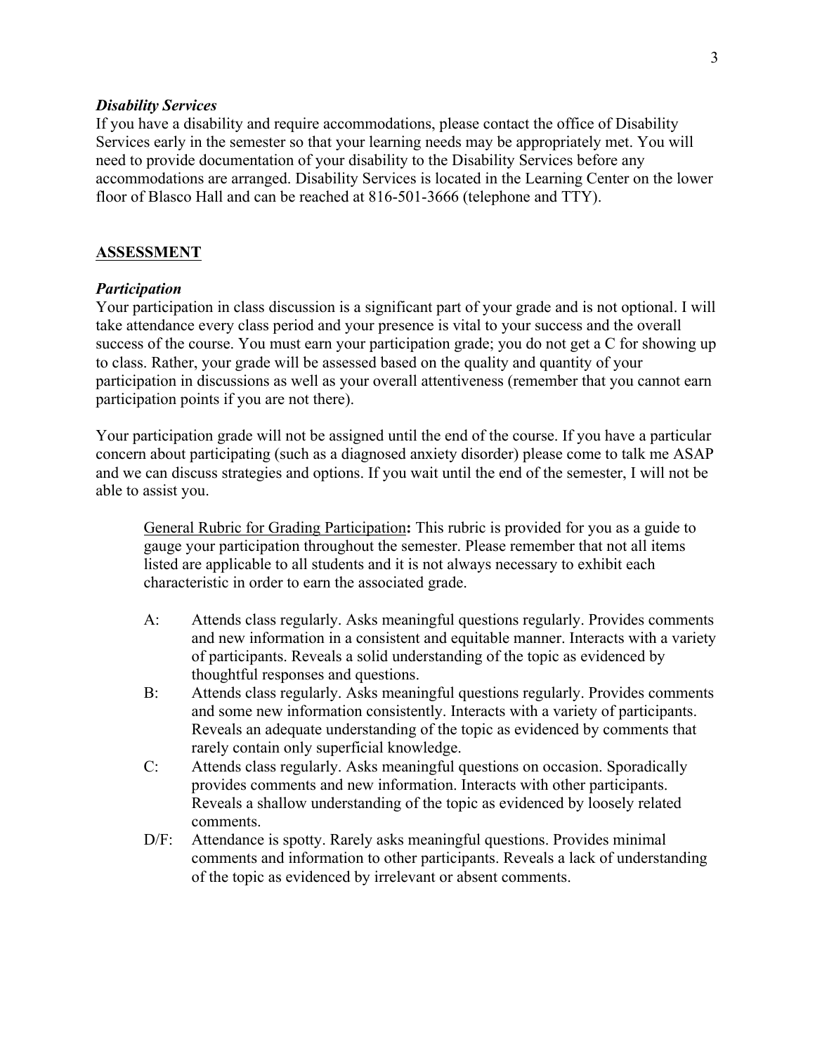### *Disability Services*

If you have a disability and require accommodations, please contact the office of Disability Services early in the semester so that your learning needs may be appropriately met. You will need to provide documentation of your disability to the Disability Services before any accommodations are arranged. Disability Services is located in the Learning Center on the lower floor of Blasco Hall and can be reached at 816-501-3666 (telephone and TTY).

## <u>ASSESSMENT</u>

### *Participation*

Your participation in class discussion is a significant part of your grade and is not optional. I will take attendance every class period and your presence is vital to your success and the overall success of the course. You must earn your participation grade; you do not get a C for showing up to class. Rather, your grade will be assessed based on the quality and quantity of your participation in discussions as well as your overall attentiveness (remember that you cannot earn participation points if you are not there).

Your participation grade will not be assigned until the end of the course. If you have a particular concern about participating (such as a diagnosed anxiety disorder) please come to talk me ASAP and we can discuss strategies and options. If you wait until the end of the semester, I will not be able to assist you.

<u>General Rubric for Grading Participation</u>**:** This rubric is provided for you as a guide to gauge your participation throughout the semester. Please remember that not all items listed are applicable to all students and it is not always necessary to exhibit each characteristic in order to earn the associated grade.

- A: Attends class regularly. Asks meaningful questions regularly. Provides comments and new information in a consistent and equitable manner. Interacts with a variety of participants. Reveals a solid understanding of the topic as evidenced by thoughtful responses and questions.
- B: Attends class regularly. Asks meaningful questions regularly. Provides comments and some new information consistently. Interacts with a variety of participants. Reveals an adequate understanding of the topic as evidenced by comments that rarely contain only superficial knowledge.
- C: Attends class regularly. Asks meaningful questions on occasion. Sporadically provides comments and new information. Interacts with other participants. Reveals a shallow understanding of the topic as evidenced by loosely related comments.
- D/F: Attendance is spotty. Rarely asks meaningful questions. Provides minimal comments and information to other participants. Reveals a lack of understanding of the topic as evidenced by irrelevant or absent comments.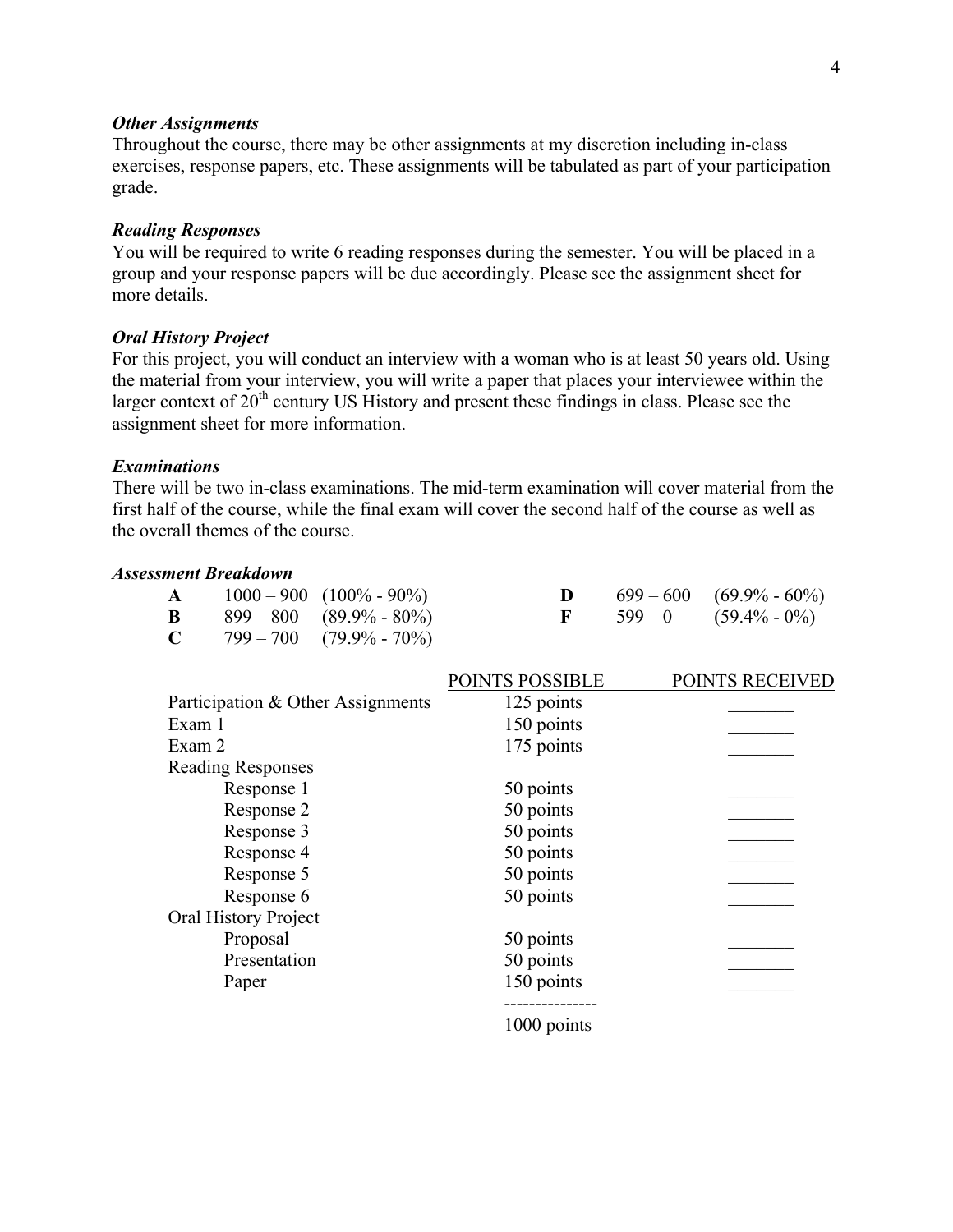***Other Assignments***

Throughout the course, there may be other assignments at my discretion including in-class exercises, response papers, etc. These assignments will be tabulated as part of your participation grade.

***Reading Responses***

You will be required to write 6 reading responses during the semester. You will be placed in a group and your response papers will be due accordingly. Please see the assignment sheet for more details.

***Oral History Project***

For this project, you will conduct an interview with a woman who is at least 50 years old. Using the material from your interview, you will write a paper that places your interviewee within the larger context of 20th century US History and present these findings in class. Please see the assignment sheet for more information.

***Examinations***

There will be two in-class examinations. The mid-term examination will cover material from the first half of the course, while the final exam will cover the second half of the course as well as the overall themes of the course.

***Assessment Breakdown***

| Grade | Points | Percent |
|---|---|---|
| **A** | 1000 – 900 | (100% - 90%) |
| **B** | 899 – 800 | (89.9% - 80%) |
| **C** | 799 – 700 | (79.9% - 70%) |
| **D** | 699 – 600 | (69.9% - 60%) |
| **F** | 599 – 0 | (59.4% - 0%) |

| | POINTS POSSIBLE | POINTS RECEIVED |
|---|---|---|
| Participation & Other Assignments | 125 points | _______ |
| Exam 1 | 150 points | _______ |
| Exam 2 | 175 points | _______ |
| Reading Responses | | |
| Response 1 | 50 points | _______ |
| Response 2 | 50 points | _______ |
| Response 3 | 50 points | _______ |
| Response 4 | 50 points | _______ |
| Response 5 | 50 points | _______ |
| Response 6 | 50 points | _______ |
| Oral History Project | | |
| Proposal | 50 points | _______ |
| Presentation | 50 points | _______ |
| Paper | 150 points | _______ |
| | 1000 points | |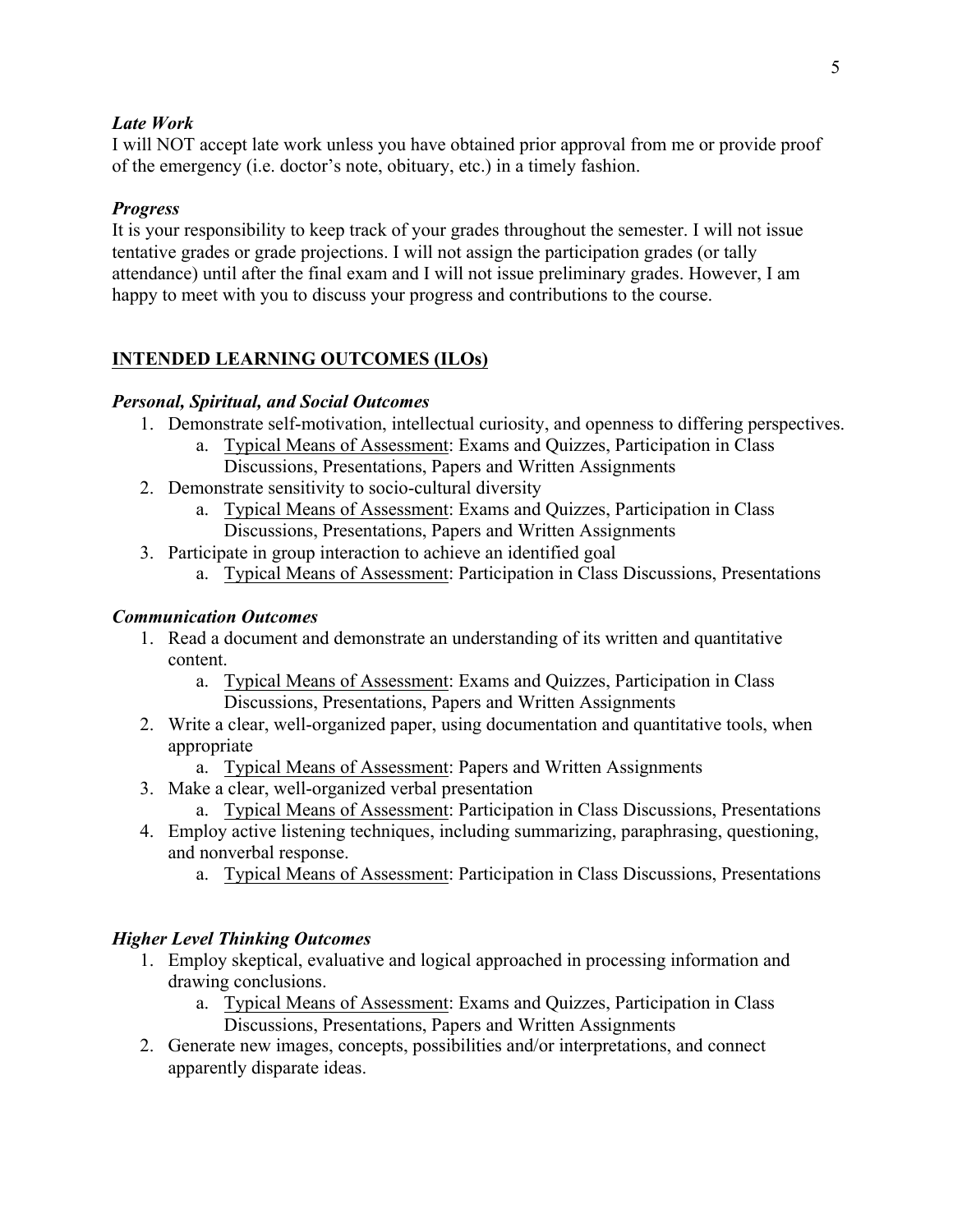### *Late Work*

I will NOT accept late work unless you have obtained prior approval from me or provide proof of the emergency (i.e. doctor's note, obituary, etc.) in a timely fashion.

### *Progress*

It is your responsibility to keep track of your grades throughout the semester. I will not issue tentative grades or grade projections. I will not assign the participation grades (or tally attendance) until after the final exam and I will not issue preliminary grades. However, I am happy to meet with you to discuss your progress and contributions to the course.

## INTENDED LEARNING OUTCOMES (ILOs)

### *Personal, Spiritual, and Social Outcomes*

1. Demonstrate self-motivation, intellectual curiosity, and openness to differing perspectives.
    a. Typical Means of Assessment: Exams and Quizzes, Participation in Class Discussions, Presentations, Papers and Written Assignments
2. Demonstrate sensitivity to socio-cultural diversity
    a. Typical Means of Assessment: Exams and Quizzes, Participation in Class Discussions, Presentations, Papers and Written Assignments
3. Participate in group interaction to achieve an identified goal
    a. Typical Means of Assessment: Participation in Class Discussions, Presentations

### *Communication Outcomes*

1. Read a document and demonstrate an understanding of its written and quantitative content.
    a. Typical Means of Assessment: Exams and Quizzes, Participation in Class Discussions, Presentations, Papers and Written Assignments
2. Write a clear, well-organized paper, using documentation and quantitative tools, when appropriate
    a. Typical Means of Assessment: Papers and Written Assignments
3. Make a clear, well-organized verbal presentation
    a. Typical Means of Assessment: Participation in Class Discussions, Presentations
4. Employ active listening techniques, including summarizing, paraphrasing, questioning, and nonverbal response.
    a. Typical Means of Assessment: Participation in Class Discussions, Presentations

### *Higher Level Thinking Outcomes*

1. Employ skeptical, evaluative and logical approached in processing information and drawing conclusions.
    a. Typical Means of Assessment: Exams and Quizzes, Participation in Class Discussions, Presentations, Papers and Written Assignments
2. Generate new images, concepts, possibilities and/or interpretations, and connect apparently disparate ideas.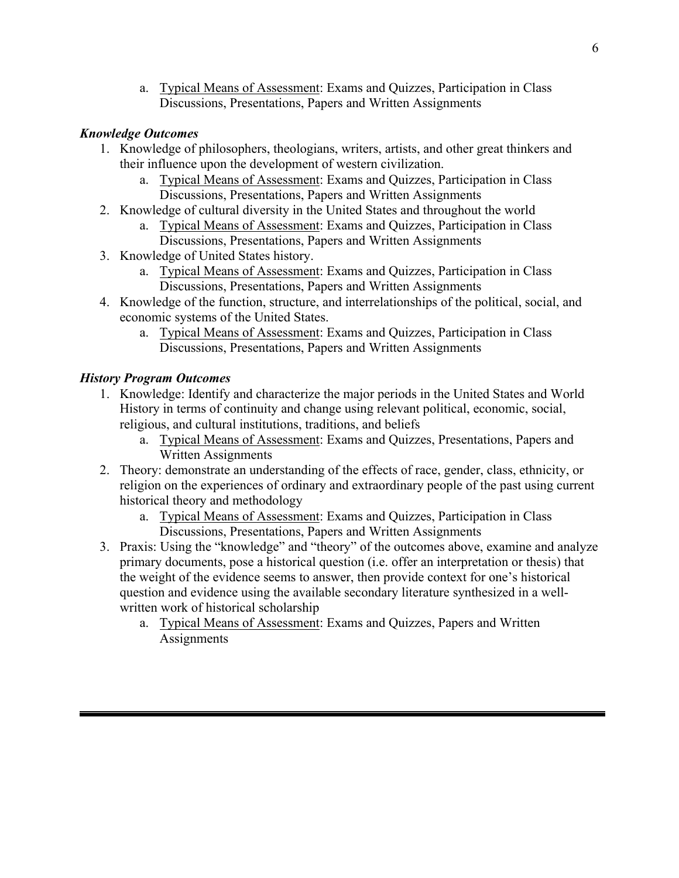a. Typical Means of Assessment: Exams and Quizzes, Participation in Class Discussions, Presentations, Papers and Written Assignments

***Knowledge Outcomes***

1. Knowledge of philosophers, theologians, writers, artists, and other great thinkers and their influence upon the development of western civilization.
   a. Typical Means of Assessment: Exams and Quizzes, Participation in Class Discussions, Presentations, Papers and Written Assignments
2. Knowledge of cultural diversity in the United States and throughout the world
   a. Typical Means of Assessment: Exams and Quizzes, Participation in Class Discussions, Presentations, Papers and Written Assignments
3. Knowledge of United States history.
   a. Typical Means of Assessment: Exams and Quizzes, Participation in Class Discussions, Presentations, Papers and Written Assignments
4. Knowledge of the function, structure, and interrelationships of the political, social, and economic systems of the United States.
   a. Typical Means of Assessment: Exams and Quizzes, Participation in Class Discussions, Presentations, Papers and Written Assignments

***History Program Outcomes***

1. Knowledge: Identify and characterize the major periods in the United States and World History in terms of continuity and change using relevant political, economic, social, religious, and cultural institutions, traditions, and beliefs
   a. Typical Means of Assessment: Exams and Quizzes, Presentations, Papers and Written Assignments
2. Theory: demonstrate an understanding of the effects of race, gender, class, ethnicity, or religion on the experiences of ordinary and extraordinary people of the past using current historical theory and methodology
   a. Typical Means of Assessment: Exams and Quizzes, Participation in Class Discussions, Presentations, Papers and Written Assignments
3. Praxis: Using the "knowledge" and "theory" of the outcomes above, examine and analyze primary documents, pose a historical question (i.e. offer an interpretation or thesis) that the weight of the evidence seems to answer, then provide context for one's historical question and evidence using the available secondary literature synthesized in a well-written work of historical scholarship
   a. Typical Means of Assessment: Exams and Quizzes, Papers and Written Assignments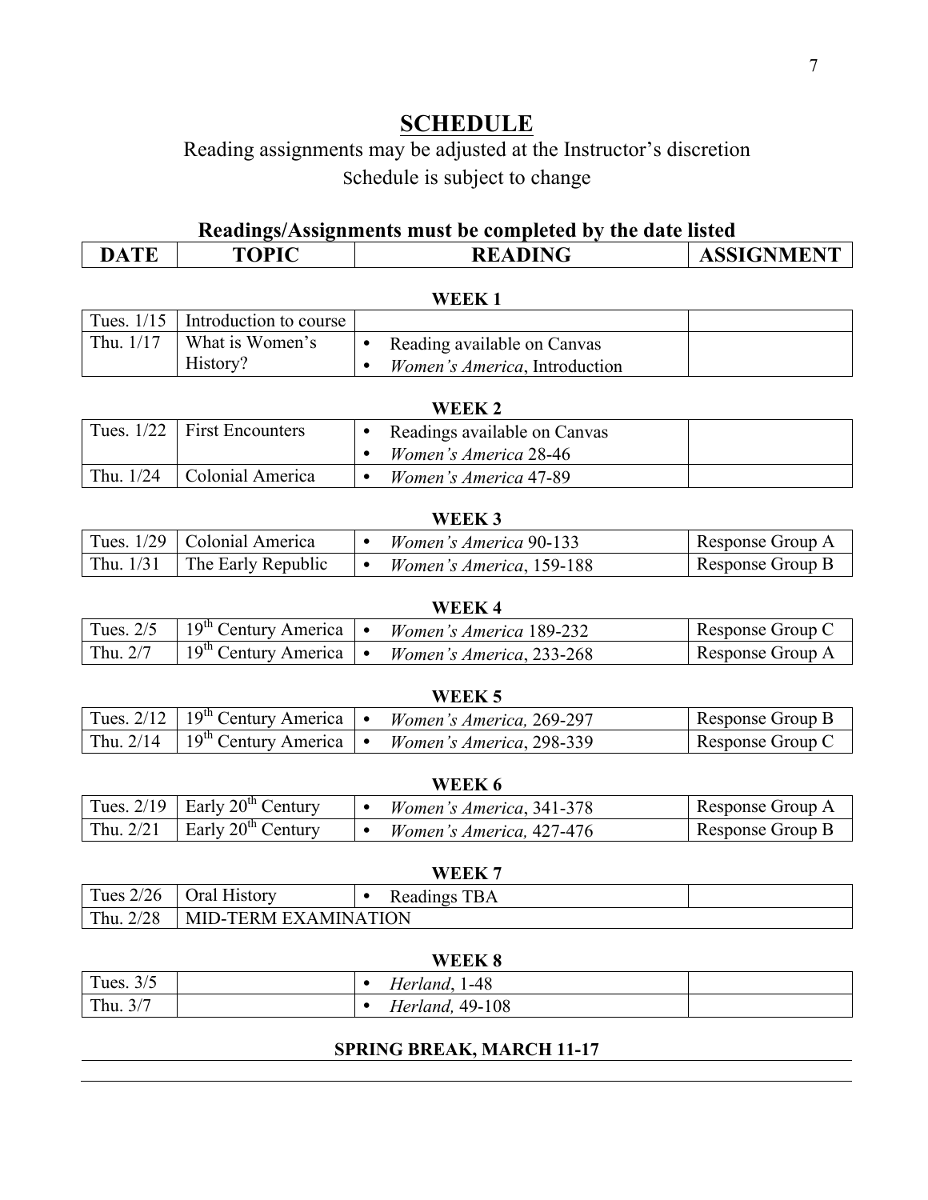# SCHEDULE

Reading assignments may be adjusted at the Instructor's discretion

Schedule is subject to change

**Readings/Assignments must be completed by the date listed**

| DATE | TOPIC | READING | ASSIGNMENT |
|---|---|---|---|
| **WEEK 1** | | | |
| Tues. 1/15 | Introduction to course | | |
| Thu. 1/17 | What is Women's History? | • Reading available on Canvas<br>• *Women's America*, Introduction | |
| **WEEK 2** | | | |
| Tues. 1/22 | First Encounters | • Readings available on Canvas<br>• *Women's America* 28-46 | |
| Thu. 1/24 | Colonial America | • *Women's America* 47-89 | |
| **WEEK 3** | | | |
| Tues. 1/29 | Colonial America | • *Women's America* 90-133 | Response Group A |
| Thu. 1/31 | The Early Republic | • *Women's America*, 159-188 | Response Group B |
| **WEEK 4** | | | |
| Tues. 2/5 | 19th Century America | • *Women's America* 189-232 | Response Group C |
| Thu. 2/7 | 19th Century America | • *Women's America*, 233-268 | Response Group A |
| **WEEK 5** | | | |
| Tues. 2/12 | 19th Century America | • *Women's America,* 269-297 | Response Group B |
| Thu. 2/14 | 19th Century America | • *Women's America*, 298-339 | Response Group C |
| **WEEK 6** | | | |
| Tues. 2/19 | Early 20th Century | • *Women's America*, 341-378 | Response Group A |
| Thu. 2/21 | Early 20th Century | • *Women's America,* 427-476 | Response Group B |
| **WEEK 7** | | | |
| Tues 2/26 | Oral History | • Readings TBA | |
| Thu. 2/28 | MID-TERM EXAMINATION | | |
| **WEEK 8** | | | |
| Tues. 3/5 | | • *Herland*, 1-48 | |
| Thu. 3/7 | | • *Herland,* 49-108 | |

**SPRING BREAK, MARCH 11-17**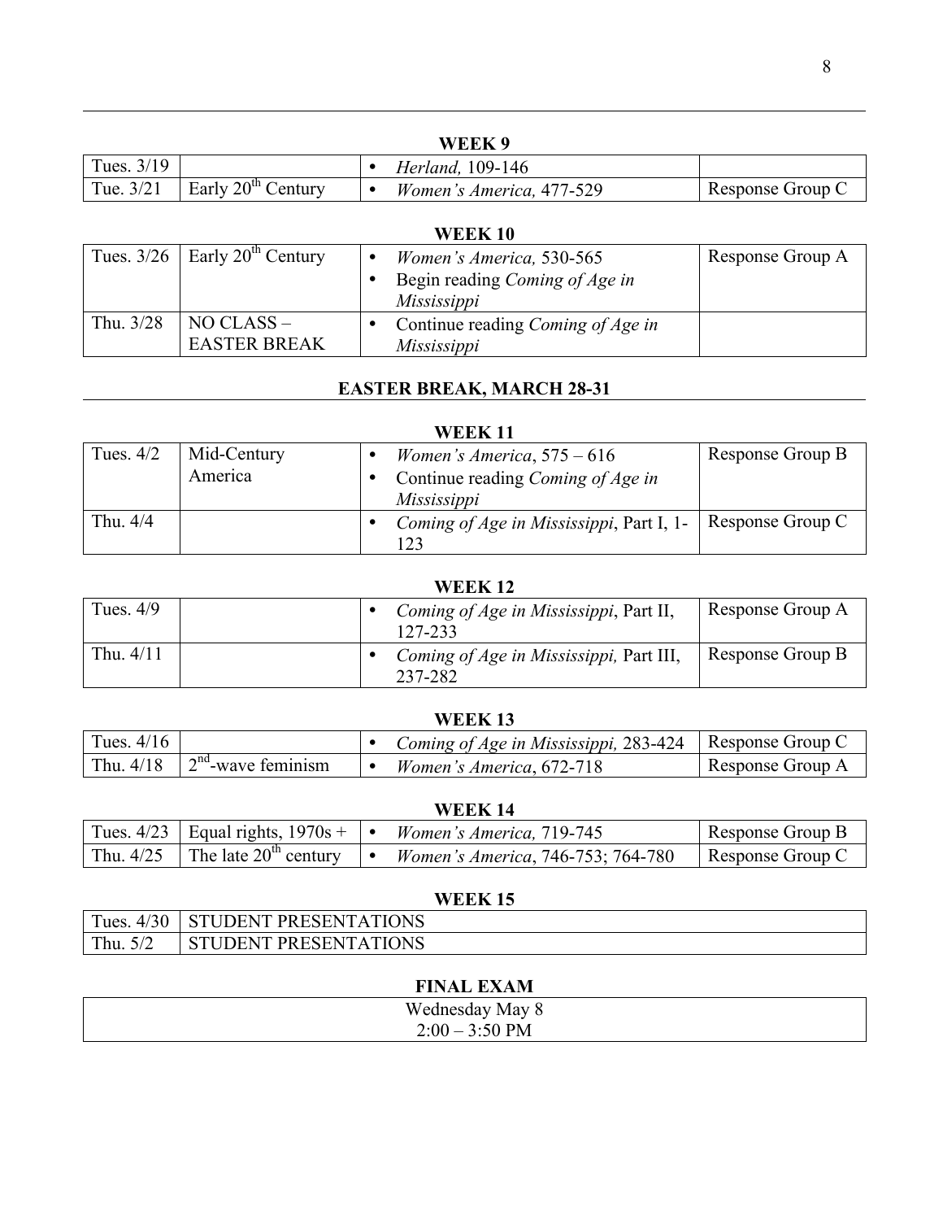### WEEK 9

| | | | |
|---|---|---|---|
| Tues. 3/19 | | • *Herland,* 109-146 | |
| Tue. 3/21 | Early 20$^{th}$ Century | • *Women's America,* 477-529 | Response Group C |

### WEEK 10

| | | | |
|---|---|---|---|
| Tues. 3/26 | Early 20$^{th}$ Century | • *Women's America,* 530-565<br>• Begin reading *Coming of Age in Mississippi* | Response Group A |
| Thu. 3/28 | NO CLASS – EASTER BREAK | • Continue reading *Coming of Age in Mississippi* | |

### EASTER BREAK, MARCH 28-31

### WEEK 11

| | | | |
|---|---|---|---|
| Tues. 4/2 | Mid-Century America | • *Women's America*, 575 – 616<br>• Continue reading *Coming of Age in Mississippi* | Response Group B |
| Thu. 4/4 | | • *Coming of Age in Mississippi*, Part I, 1-123 | Response Group C |

### WEEK 12

| | | | |
|---|---|---|---|
| Tues. 4/9 | | • *Coming of Age in Mississippi*, Part II, 127-233 | Response Group A |
| Thu. 4/11 | | • *Coming of Age in Mississippi,* Part III, 237-282 | Response Group B |

### WEEK 13

| | | | |
|---|---|---|---|
| Tues. 4/16 | | • *Coming of Age in Mississippi,* 283-424 | Response Group C |
| Thu. 4/18 | 2$^{nd}$-wave feminism | • *Women's America*, 672-718 | Response Group A |

### WEEK 14

| | | | |
|---|---|---|---|
| Tues. 4/23 | Equal rights, 1970s + | • *Women's America,* 719-745 | Response Group B |
| Thu. 4/25 | The late 20$^{th}$ century | • *Women's America*, 746-753; 764-780 | Response Group C |

### WEEK 15

| | |
|---|---|
| Tues. 4/30 | STUDENT PRESENTATIONS |
| Thu. 5/2 | STUDENT PRESENTATIONS |

### FINAL EXAM

Wednesday May 8
2:00 – 3:50 PM